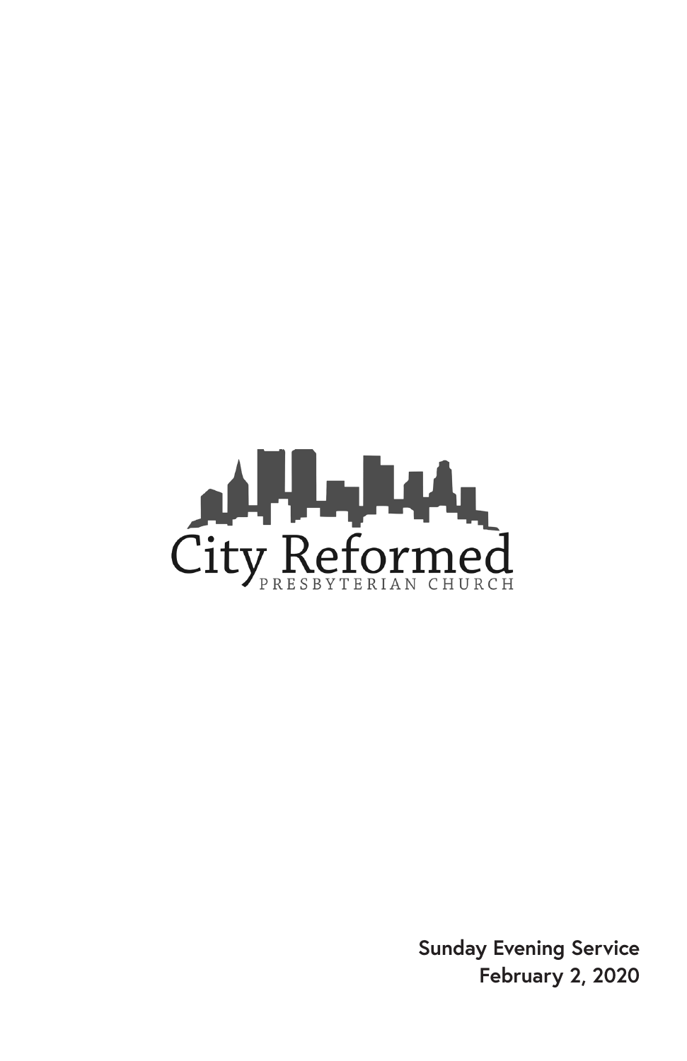City Reformed

PRESBYTERIAN CHURCH

**Sunday Evening Service**
**February 2, 2020**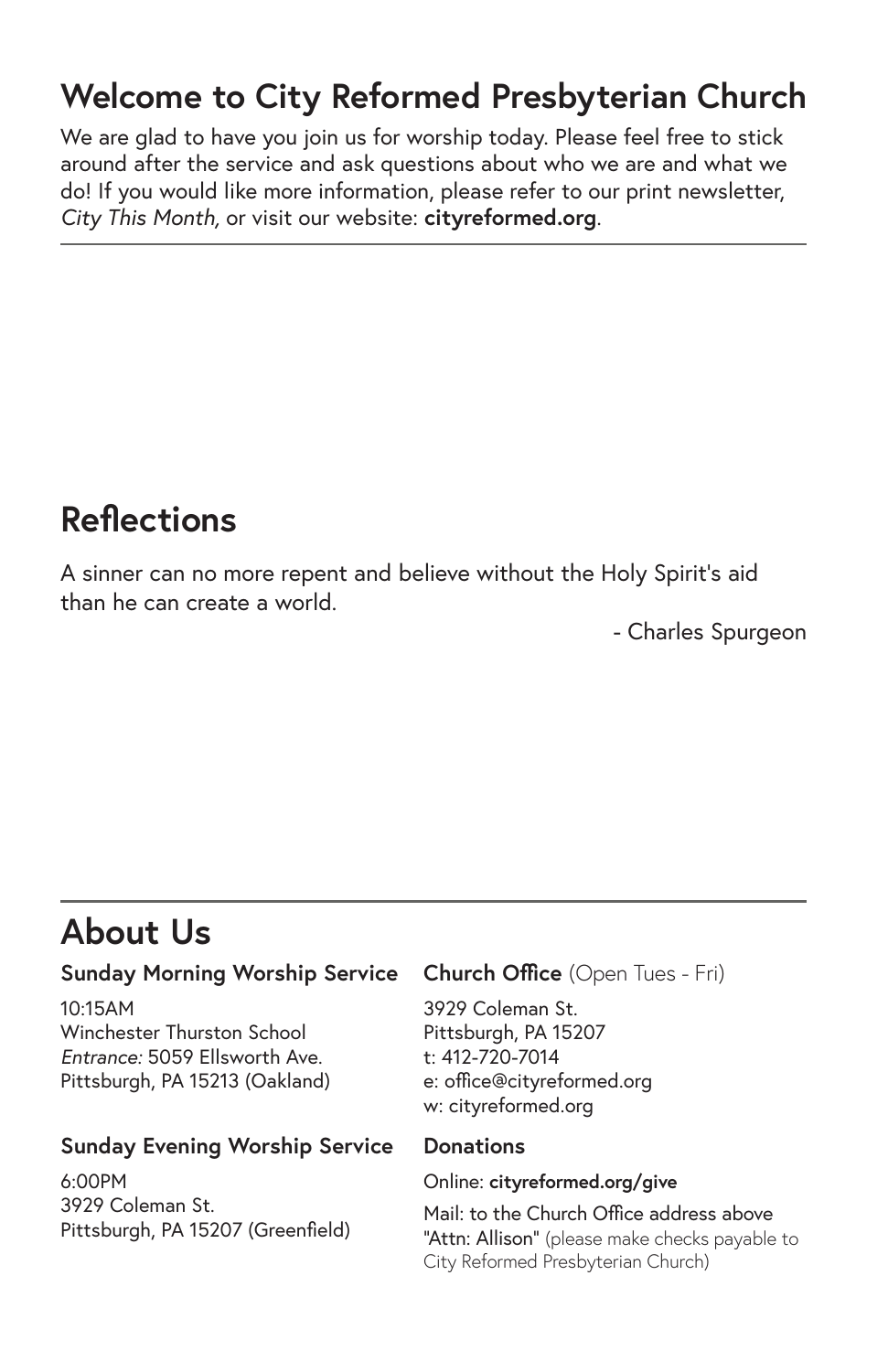## Welcome to City Reformed Presbyterian Church

We are glad to have you join us for worship today. Please feel free to stick around after the service and ask questions about who we are and what we do! If you would like more information, please refer to our print newsletter, *City This Month,* or visit our website: **cityreformed.org**.

---

## Reflections

A sinner can no more repent and believe without the Holy Spirit's aid than he can create a world.

- Charles Spurgeon

---

## About Us

**Sunday Morning Worship Service**

10:15AM
Winchester Thurston School
*Entrance:* 5059 Ellsworth Ave.
Pittsburgh, PA 15213 (Oakland)

**Sunday Evening Worship Service**

6:00PM
3929 Coleman St.
Pittsburgh, PA 15207 (Greenfield)

**Church Office** (Open Tues - Fri)

3929 Coleman St.
Pittsburgh, PA 15207
t: 412-720-7014
e: office@cityreformed.org
w: cityreformed.org

**Donations**

Online: **cityreformed.org/give**

Mail: to the Church Office address above "Attn: Allison" (please make checks payable to City Reformed Presbyterian Church)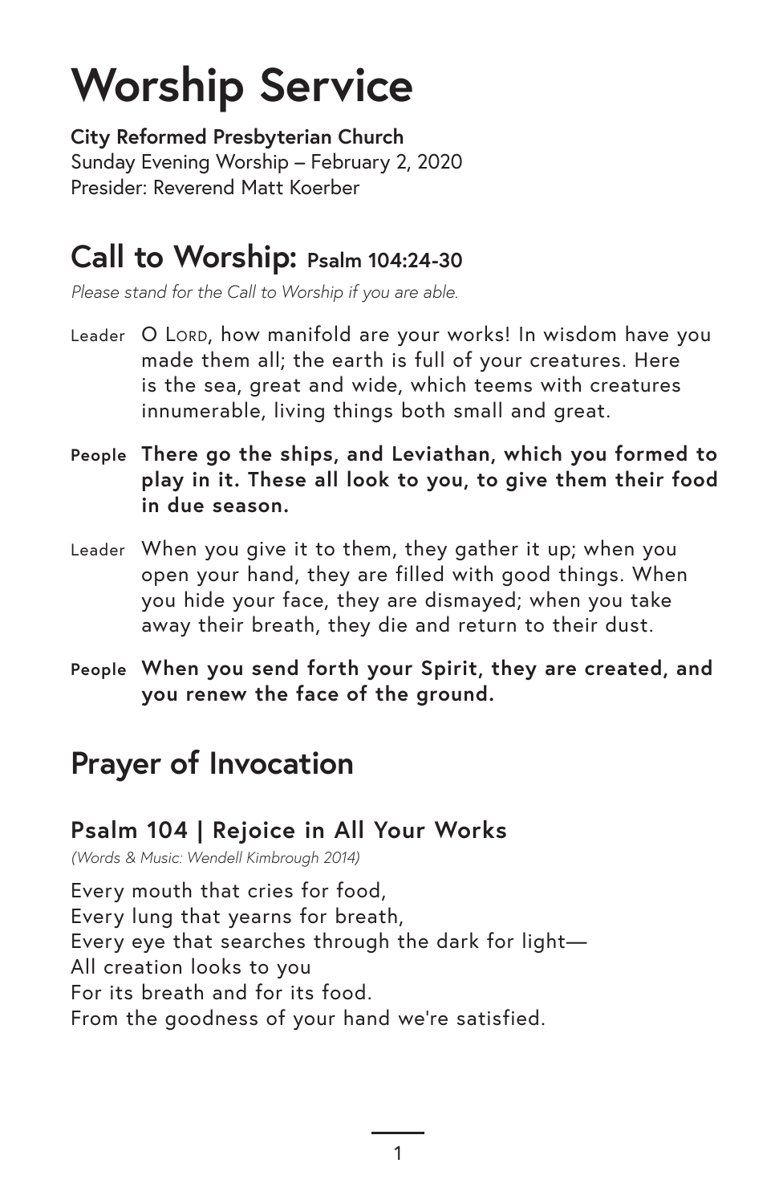# Worship Service

**City Reformed Presbyterian Church**
Sunday Evening Worship – February 2, 2020
Presider: Reverend Matt Koerber

## Call to Worship: Psalm 104:24-30

*Please stand for the Call to Worship if you are able.*

Leader O LORD, how manifold are your works! In wisdom have you made them all; the earth is full of your creatures. Here is the sea, great and wide, which teems with creatures innumerable, living things both small and great.

**People There go the ships, and Leviathan, which you formed to play in it. These all look to you, to give them their food in due season.**

Leader When you give it to them, they gather it up; when you open your hand, they are filled with good things. When you hide your face, they are dismayed; when you take away their breath, they die and return to their dust.

**People When you send forth your Spirit, they are created, and you renew the face of the ground.**

## Prayer of Invocation

### Psalm 104 | Rejoice in All Your Works

*(Words & Music: Wendell Kimbrough 2014)*

Every mouth that cries for food,
Every lung that yearns for breath,
Every eye that searches through the dark for light—
All creation looks to you
For its breath and for its food.
From the goodness of your hand we're satisfied.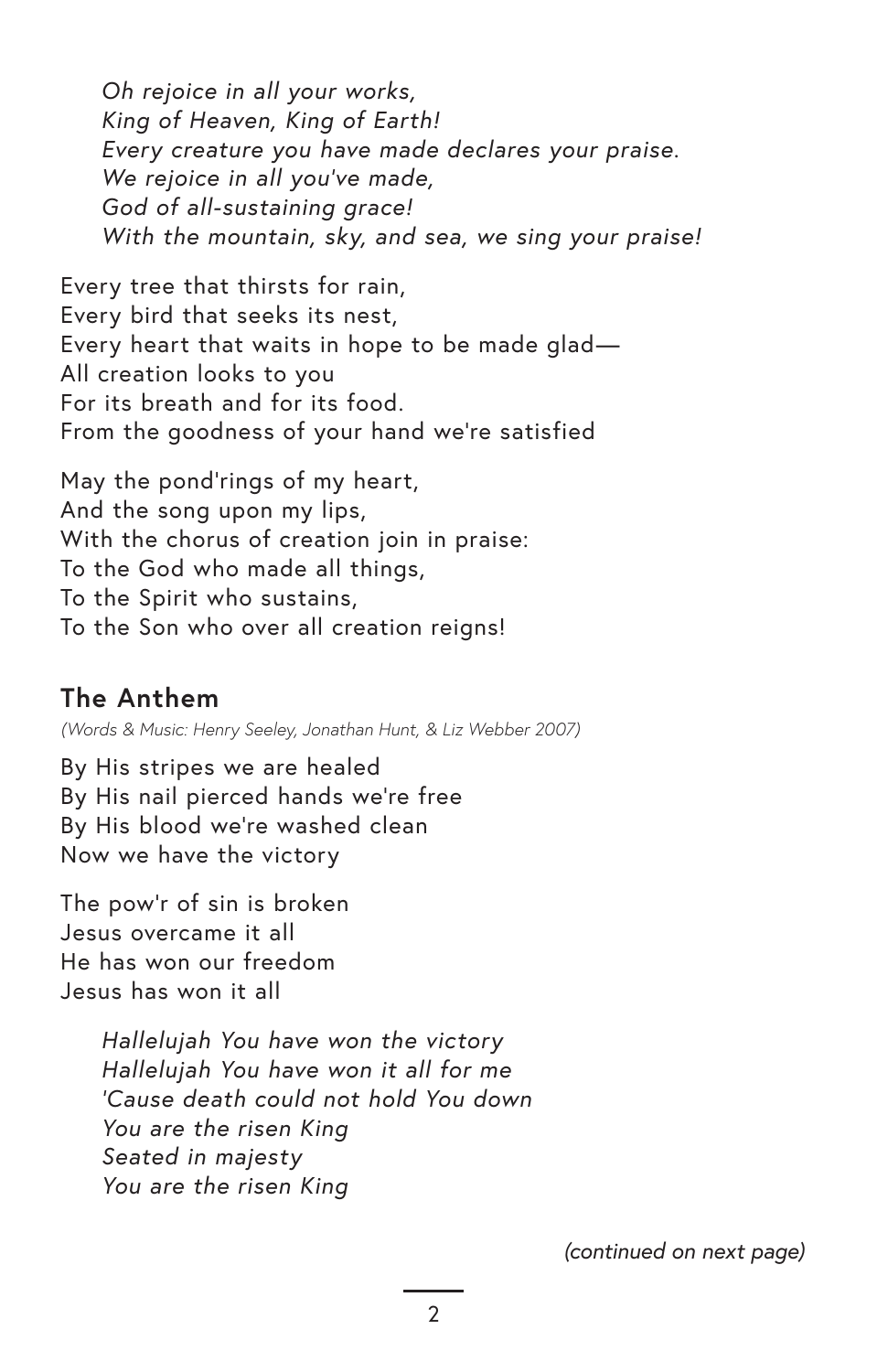*Oh rejoice in all your works,*
*King of Heaven, King of Earth!*
*Every creature you have made declares your praise.*
*We rejoice in all you've made,*
*God of all-sustaining grace!*
*With the mountain, sky, and sea, we sing your praise!*

Every tree that thirsts for rain,
Every bird that seeks its nest,
Every heart that waits in hope to be made glad—
All creation looks to you
For its breath and for its food.
From the goodness of your hand we're satisfied

May the pond'rings of my heart,
And the song upon my lips,
With the chorus of creation join in praise:
To the God who made all things,
To the Spirit who sustains,
To the Son who over all creation reigns!

## The Anthem

*(Words & Music: Henry Seeley, Jonathan Hunt, & Liz Webber 2007)*

By His stripes we are healed
By His nail pierced hands we're free
By His blood we're washed clean
Now we have the victory

The pow'r of sin is broken
Jesus overcame it all
He has won our freedom
Jesus has won it all

*Hallelujah You have won the victory*
*Hallelujah You have won it all for me*
*'Cause death could not hold You down*
*You are the risen King*
*Seated in majesty*
*You are the risen King*

*(continued on next page)*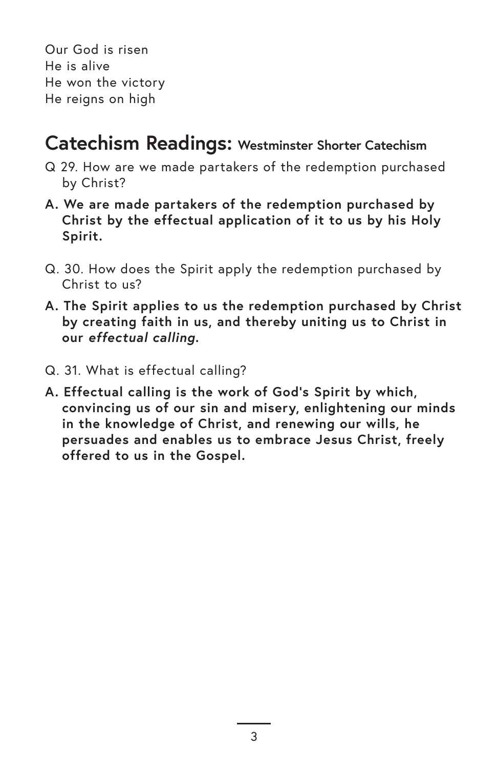Our God is risen
He is alive
He won the victory
He reigns on high

## Catechism Readings: Westminster Shorter Catechism

Q 29. How are we made partakers of the redemption purchased by Christ?

**A. We are made partakers of the redemption purchased by Christ by the effectual application of it to us by his Holy Spirit.**

Q. 30. How does the Spirit apply the redemption purchased by Christ to us?

**A. The Spirit applies to us the redemption purchased by Christ by creating faith in us, and thereby uniting us to Christ in our *effectual calling*.**

Q. 31. What is effectual calling?

**A. Effectual calling is the work of God's Spirit by which, convincing us of our sin and misery, enlightening our minds in the knowledge of Christ, and renewing our wills, he persuades and enables us to embrace Jesus Christ, freely offered to us in the Gospel.**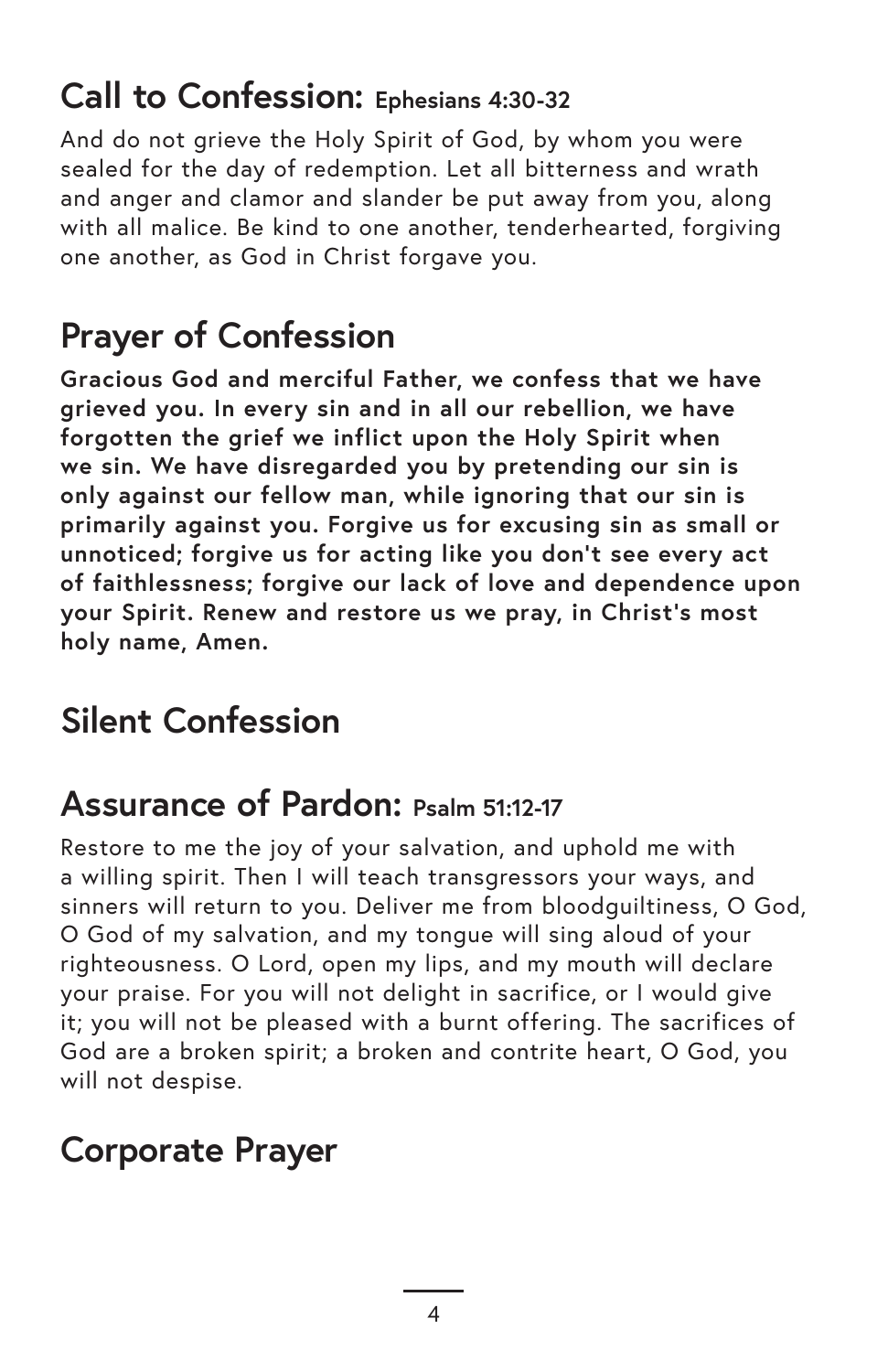## Call to Confession: Ephesians 4:30-32

And do not grieve the Holy Spirit of God, by whom you were sealed for the day of redemption. Let all bitterness and wrath and anger and clamor and slander be put away from you, along with all malice. Be kind to one another, tenderhearted, forgiving one another, as God in Christ forgave you.

## Prayer of Confession

**Gracious God and merciful Father, we confess that we have grieved you. In every sin and in all our rebellion, we have forgotten the grief we inflict upon the Holy Spirit when we sin. We have disregarded you by pretending our sin is only against our fellow man, while ignoring that our sin is primarily against you. Forgive us for excusing sin as small or unnoticed; forgive us for acting like you don't see every act of faithlessness; forgive our lack of love and dependence upon your Spirit. Renew and restore us we pray, in Christ's most holy name, Amen.**

## Silent Confession

## Assurance of Pardon: Psalm 51:12-17

Restore to me the joy of your salvation, and uphold me with a willing spirit. Then I will teach transgressors your ways, and sinners will return to you. Deliver me from bloodguiltiness, O God, O God of my salvation, and my tongue will sing aloud of your righteousness. O Lord, open my lips, and my mouth will declare your praise. For you will not delight in sacrifice, or I would give it; you will not be pleased with a burnt offering. The sacrifices of God are a broken spirit; a broken and contrite heart, O God, you will not despise.

## Corporate Prayer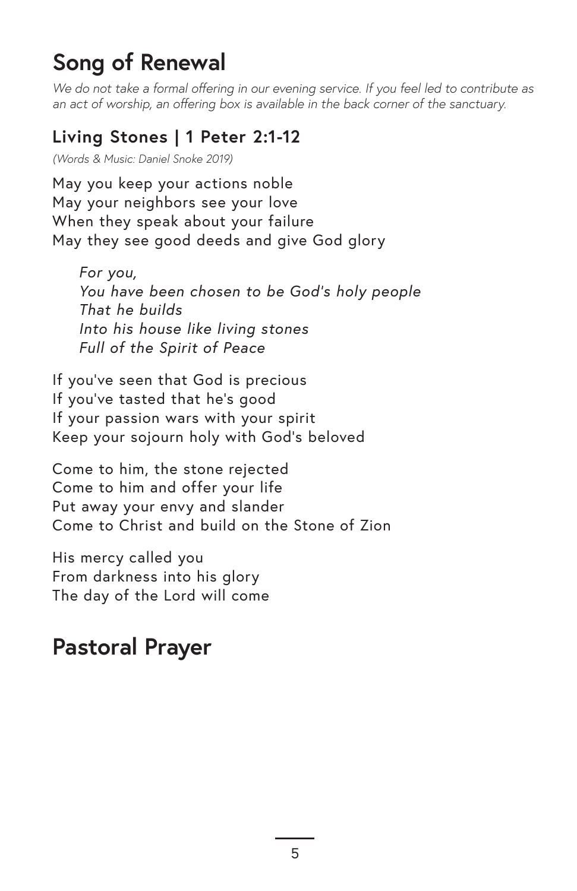## Song of Renewal

*We do not take a formal offering in our evening service. If you feel led to contribute as an act of worship, an offering box is available in the back corner of the sanctuary.*

### Living Stones | 1 Peter 2:1-12

*(Words & Music: Daniel Snoke 2019)*

May you keep your actions noble
May your neighbors see your love
When they speak about your failure
May they see good deeds and give God glory

> *For you,*
> *You have been chosen to be God's holy people*
> *That he builds*
> *Into his house like living stones*
> *Full of the Spirit of Peace*

If you've seen that God is precious
If you've tasted that he's good
If your passion wars with your spirit
Keep your sojourn holy with God's beloved

Come to him, the stone rejected
Come to him and offer your life
Put away your envy and slander
Come to Christ and build on the Stone of Zion

His mercy called you
From darkness into his glory
The day of the Lord will come

## Pastoral Prayer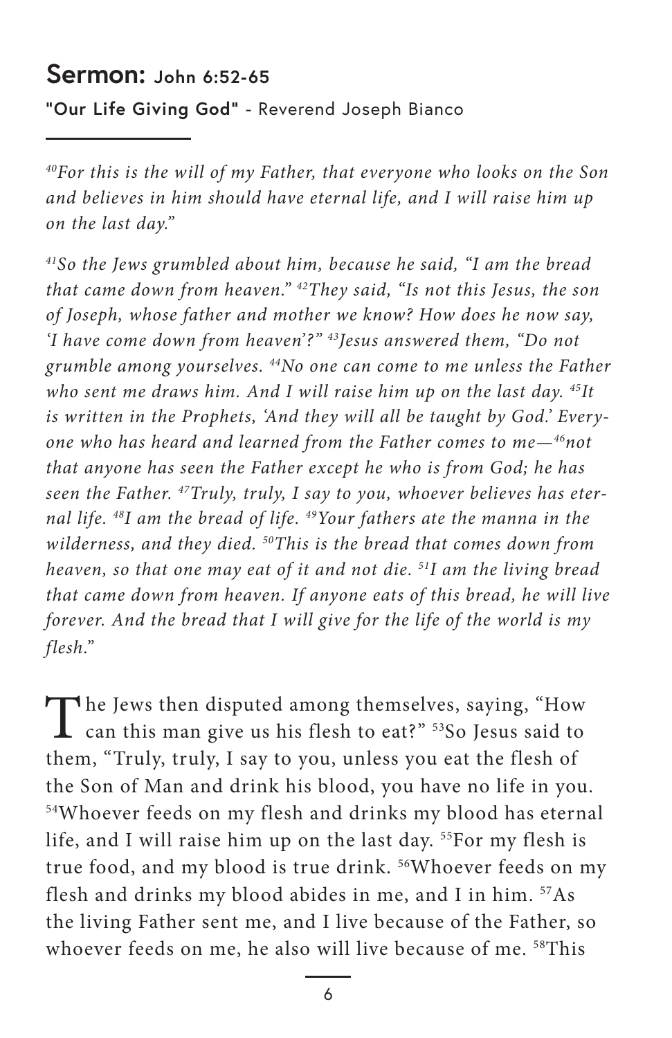## Sermon: John 6:52-65

**"Our Life Giving God"** - Reverend Joseph Bianco

*[40]For this is the will of my Father, that everyone who looks on the Son and believes in him should have eternal life, and I will raise him up on the last day."*

*[41]So the Jews grumbled about him, because he said, "I am the bread that came down from heaven." [42]They said, "Is not this Jesus, the son of Joseph, whose father and mother we know? How does he now say, 'I have come down from heaven'?" [43]Jesus answered them, "Do not grumble among yourselves. [44]No one can come to me unless the Father who sent me draws him. And I will raise him up on the last day. [45]It is written in the Prophets, 'And they will all be taught by God.' Everyone who has heard and learned from the Father comes to me—[46]not that anyone has seen the Father except he who is from God; he has seen the Father. [47]Truly, truly, I say to you, whoever believes has eternal life. [48]I am the bread of life. [49]Your fathers ate the manna in the wilderness, and they died. [50]This is the bread that comes down from heaven, so that one may eat of it and not die. [51]I am the living bread that came down from heaven. If anyone eats of this bread, he will live forever. And the bread that I will give for the life of the world is my flesh."*

The Jews then disputed among themselves, saying, "How can this man give us his flesh to eat?" [53]So Jesus said to them, "Truly, truly, I say to you, unless you eat the flesh of the Son of Man and drink his blood, you have no life in you. [54]Whoever feeds on my flesh and drinks my blood has eternal life, and I will raise him up on the last day. [55]For my flesh is true food, and my blood is true drink. [56]Whoever feeds on my flesh and drinks my blood abides in me, and I in him. [57]As the living Father sent me, and I live because of the Father, so whoever feeds on me, he also will live because of me. [58]This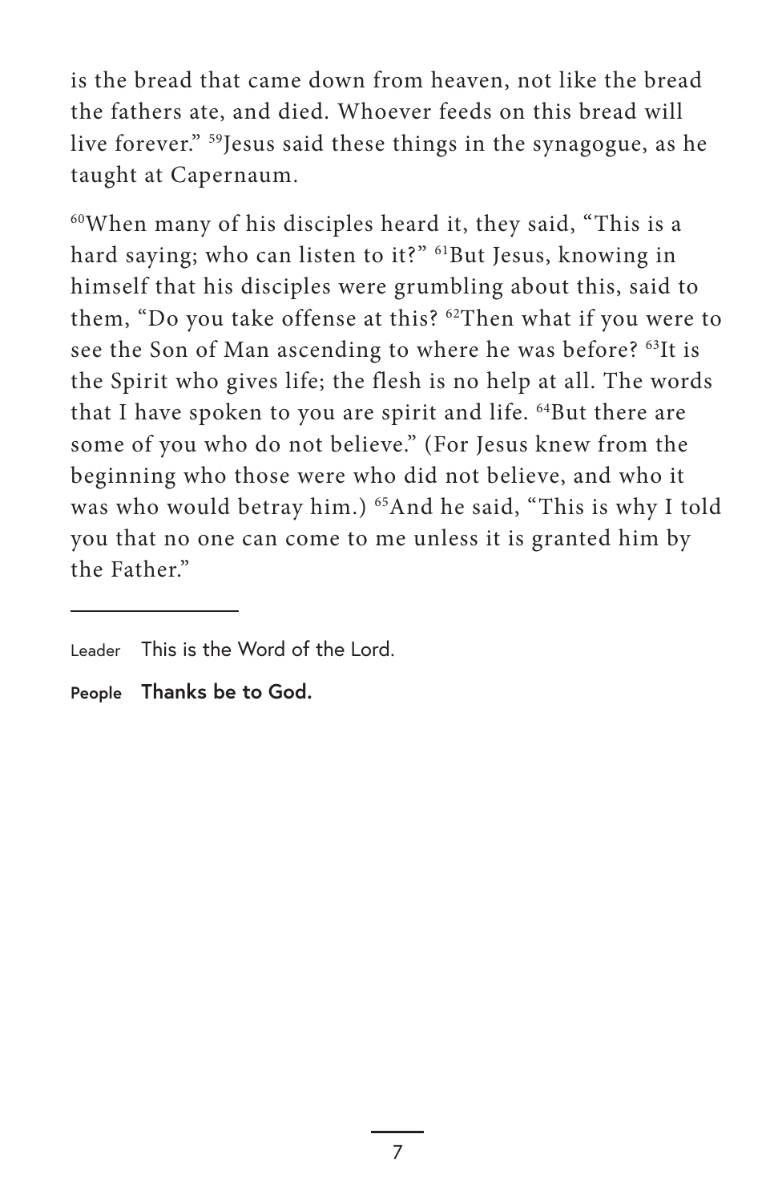is the bread that came down from heaven, not like the bread the fathers ate, and died. Whoever feeds on this bread will live forever." [59]Jesus said these things in the synagogue, as he taught at Capernaum.

[60]When many of his disciples heard it, they said, "This is a hard saying; who can listen to it?" [61]But Jesus, knowing in himself that his disciples were grumbling about this, said to them, "Do you take offense at this? [62]Then what if you were to see the Son of Man ascending to where he was before? [63]It is the Spirit who gives life; the flesh is no help at all. The words that I have spoken to you are spirit and life. [64]But there are some of you who do not believe." (For Jesus knew from the beginning who those were who did not believe, and who it was who would betray him.) [65]And he said, "This is why I told you that no one can come to me unless it is granted him by the Father."

---

Leader This is the Word of the Lord.

**People Thanks be to God.**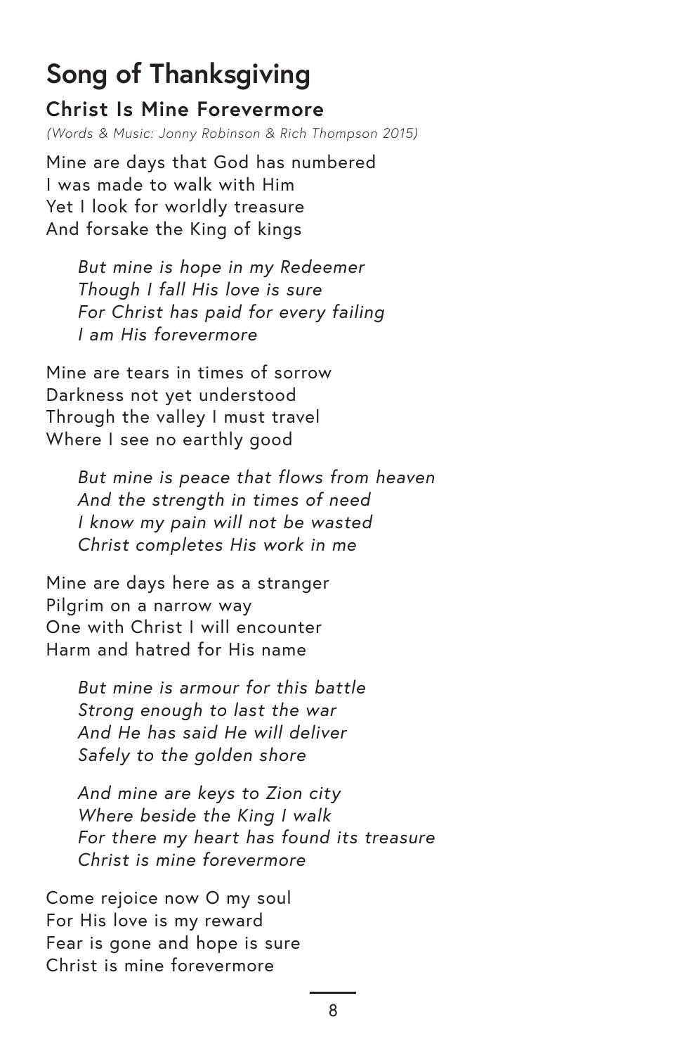# Song of Thanksgiving

## Christ Is Mine Forevermore

*(Words & Music: Jonny Robinson & Rich Thompson 2015)*

Mine are days that God has numbered
I was made to walk with Him
Yet I look for worldly treasure
And forsake the King of kings

*But mine is hope in my Redeemer*
*Though I fall His love is sure*
*For Christ has paid for every failing*
*I am His forevermore*

Mine are tears in times of sorrow
Darkness not yet understood
Through the valley I must travel
Where I see no earthly good

*But mine is peace that flows from heaven*
*And the strength in times of need*
*I know my pain will not be wasted*
*Christ completes His work in me*

Mine are days here as a stranger
Pilgrim on a narrow way
One with Christ I will encounter
Harm and hatred for His name

*But mine is armour for this battle*
*Strong enough to last the war*
*And He has said He will deliver*
*Safely to the golden shore*

*And mine are keys to Zion city*
*Where beside the King I walk*
*For there my heart has found its treasure*
*Christ is mine forevermore*

Come rejoice now O my soul
For His love is my reward
Fear is gone and hope is sure
Christ is mine forevermore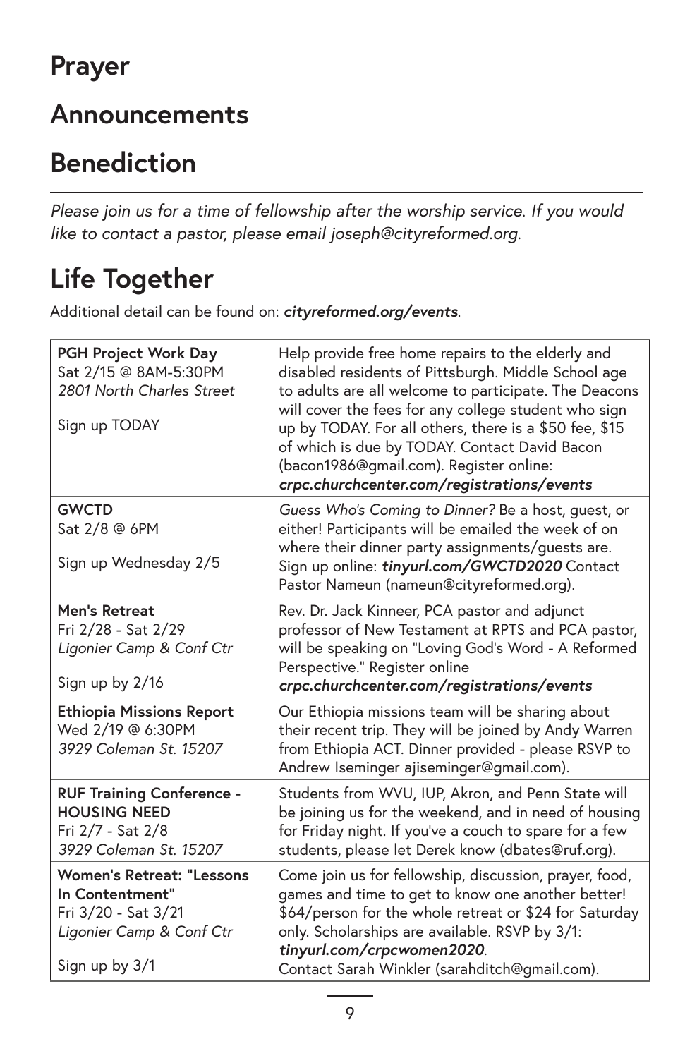## Prayer

## Announcements

## Benediction

---

*Please join us for a time of fellowship after the worship service. If you would like to contact a pastor, please email joseph@cityreformed.org.*

## Life Together

Additional detail can be found on: ***cityreformed.org/events***.

| | |
|---|---|
| **PGH Project Work Day**<br>Sat 2/15 @ 8AM-5:30PM<br>*2801 North Charles Street*<br><br>Sign up TODAY | Help provide free home repairs to the elderly and disabled residents of Pittsburgh. Middle School age to adults are all welcome to participate. The Deacons will cover the fees for any college student who sign up by TODAY. For all others, there is a $50 fee, $15 of which is due by TODAY. Contact David Bacon (bacon1986@gmail.com). Register online: ***crpc.churchcenter.com/registrations/events*** |
| **GWCTD**<br>Sat 2/8 @ 6PM<br><br>Sign up Wednesday 2/5 | *Guess Who's Coming to Dinner?* Be a host, guest, or either! Participants will be emailed the week of on where their dinner party assignments/guests are. Sign up online: ***tinyurl.com/GWCTD2020*** Contact Pastor Nameun (nameun@cityreformed.org). |
| **Men's Retreat**<br>Fri 2/28 - Sat 2/29<br>*Ligonier Camp & Conf Ctr*<br><br>Sign up by 2/16 | Rev. Dr. Jack Kinneer, PCA pastor and adjunct professor of New Testament at RPTS and PCA pastor, will be speaking on "Loving God's Word - A Reformed Perspective." Register online ***crpc.churchcenter.com/registrations/events*** |
| **Ethiopia Missions Report**<br>Wed 2/19 @ 6:30PM<br>*3929 Coleman St. 15207* | Our Ethiopia missions team will be sharing about their recent trip. They will be joined by Andy Warren from Ethiopia ACT. Dinner provided - please RSVP to Andrew Iseminger ajiseminger@gmail.com). |
| **RUF Training Conference - HOUSING NEED**<br>Fri 2/7 - Sat 2/8<br>*3929 Coleman St. 15207* | Students from WVU, IUP, Akron, and Penn State will be joining us for the weekend, and in need of housing for Friday night. If you've a couch to spare for a few students, please let Derek know (dbates@ruf.org). |
| **Women's Retreat: "Lessons In Contentment"**<br>Fri 3/20 - Sat 3/21<br>*Ligonier Camp & Conf Ctr*<br><br>Sign up by 3/1 | Come join us for fellowship, discussion, prayer, food, games and time to get to know one another better! $64/person for the whole retreat or $24 for Saturday only. Scholarships are available. RSVP by 3/1: ***tinyurl.com/crpcwomen2020***.<br>Contact Sarah Winkler (sarahditch@gmail.com). |